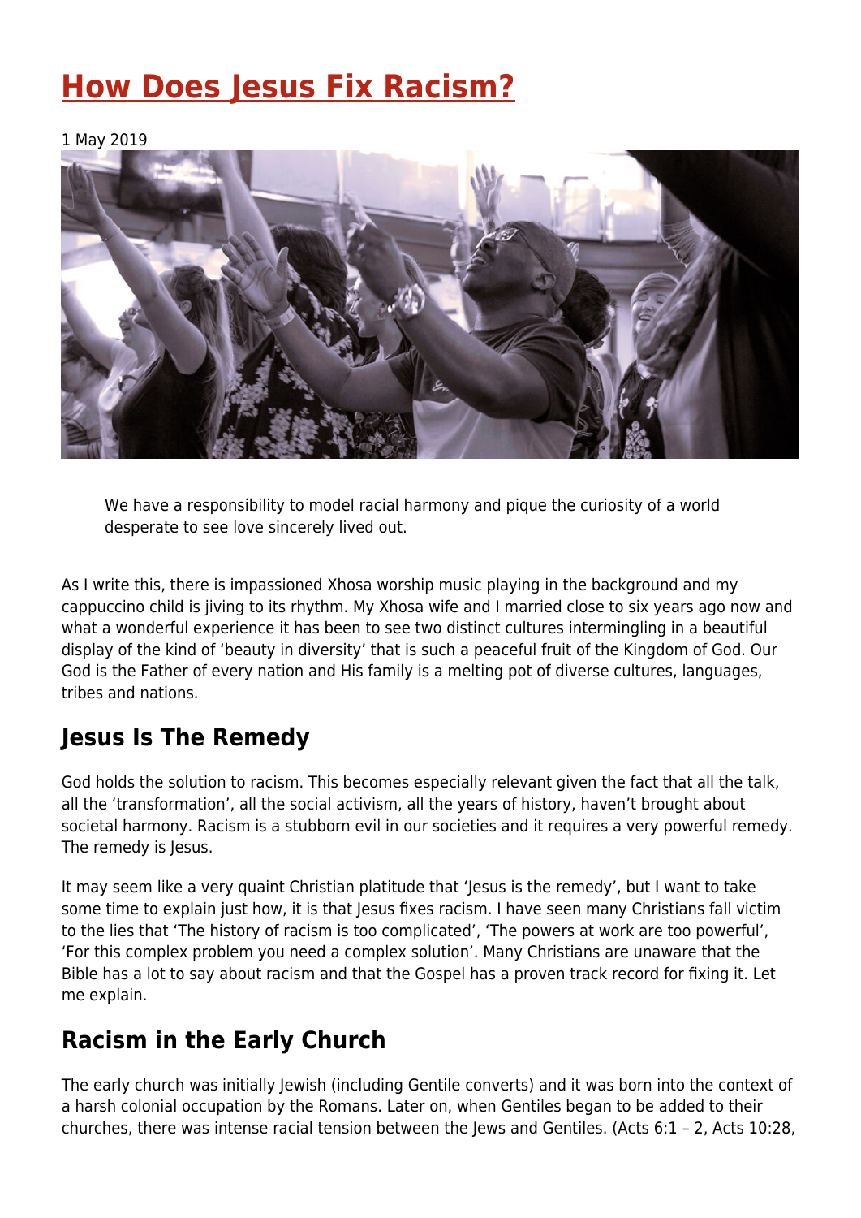# How Does Jesus Fix Racism?

1 May 2019

> We have a responsibility to model racial harmony and pique the curiosity of a world desperate to see love sincerely lived out.

As I write this, there is impassioned Xhosa worship music playing in the background and my cappuccino child is jiving to its rhythm. My Xhosa wife and I married close to six years ago now and what a wonderful experience it has been to see two distinct cultures intermingling in a beautiful display of the kind of 'beauty in diversity' that is such a peaceful fruit of the Kingdom of God. Our God is the Father of every nation and His family is a melting pot of diverse cultures, languages, tribes and nations.

## Jesus Is The Remedy

God holds the solution to racism. This becomes especially relevant given the fact that all the talk, all the 'transformation', all the social activism, all the years of history, haven't brought about societal harmony. Racism is a stubborn evil in our societies and it requires a very powerful remedy. The remedy is Jesus.

It may seem like a very quaint Christian platitude that 'Jesus is the remedy', but I want to take some time to explain just how, it is that Jesus fixes racism. I have seen many Christians fall victim to the lies that 'The history of racism is too complicated', 'The powers at work are too powerful', 'For this complex problem you need a complex solution'. Many Christians are unaware that the Bible has a lot to say about racism and that the Gospel has a proven track record for fixing it. Let me explain.

## Racism in the Early Church

The early church was initially Jewish (including Gentile converts) and it was born into the context of a harsh colonial occupation by the Romans. Later on, when Gentiles began to be added to their churches, there was intense racial tension between the Jews and Gentiles. (Acts 6:1 – 2, Acts 10:28,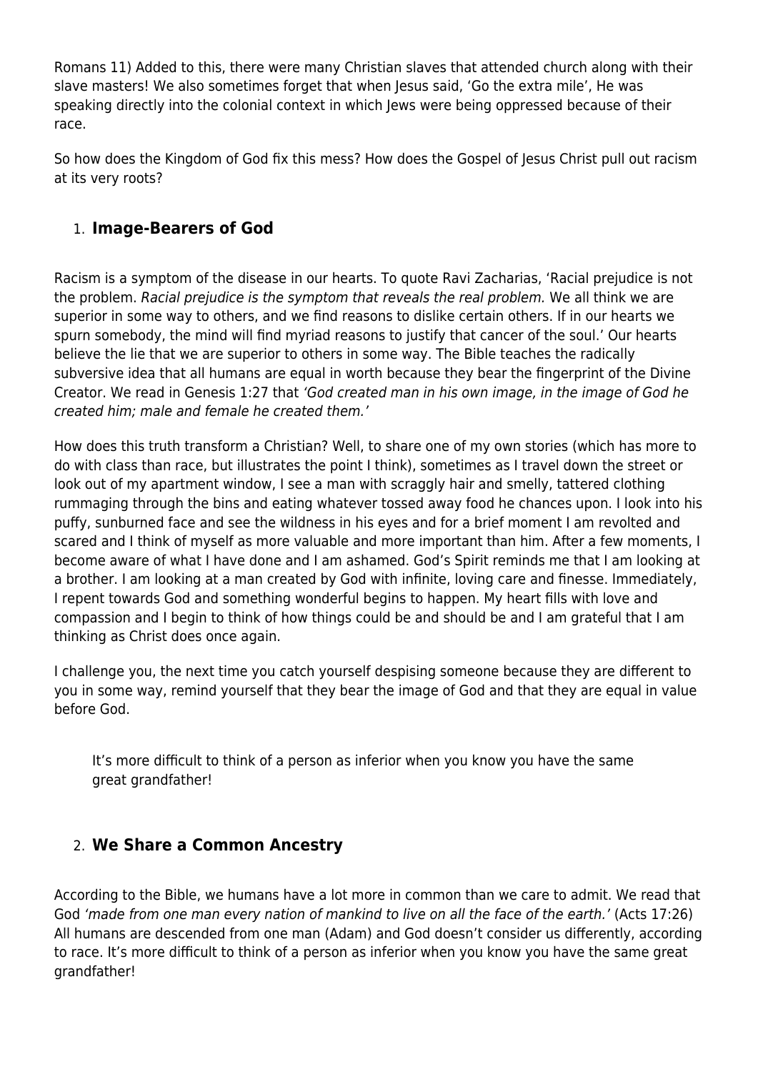Romans 11) Added to this, there were many Christian slaves that attended church along with their slave masters! We also sometimes forget that when Jesus said, 'Go the extra mile', He was speaking directly into the colonial context in which Jews were being oppressed because of their race.

So how does the Kingdom of God fix this mess? How does the Gospel of Jesus Christ pull out racism at its very roots?

1. **Image-Bearers of God**

Racism is a symptom of the disease in our hearts. To quote Ravi Zacharias, 'Racial prejudice is not the problem. *Racial prejudice is the symptom that reveals the real problem.* We all think we are superior in some way to others, and we find reasons to dislike certain others. If in our hearts we spurn somebody, the mind will find myriad reasons to justify that cancer of the soul.' Our hearts believe the lie that we are superior to others in some way. The Bible teaches the radically subversive idea that all humans are equal in worth because they bear the fingerprint of the Divine Creator. We read in Genesis 1:27 that *'God created man in his own image, in the image of God he created him; male and female he created them.'*

How does this truth transform a Christian? Well, to share one of my own stories (which has more to do with class than race, but illustrates the point I think), sometimes as I travel down the street or look out of my apartment window, I see a man with scraggly hair and smelly, tattered clothing rummaging through the bins and eating whatever tossed away food he chances upon. I look into his puffy, sunburned face and see the wildness in his eyes and for a brief moment I am revolted and scared and I think of myself as more valuable and more important than him. After a few moments, I become aware of what I have done and I am ashamed. God's Spirit reminds me that I am looking at a brother. I am looking at a man created by God with infinite, loving care and finesse. Immediately, I repent towards God and something wonderful begins to happen. My heart fills with love and compassion and I begin to think of how things could be and should be and I am grateful that I am thinking as Christ does once again.

I challenge you, the next time you catch yourself despising someone because they are different to you in some way, remind yourself that they bear the image of God and that they are equal in value before God.

> It's more difficult to think of a person as inferior when you know you have the same great grandfather!

2. **We Share a Common Ancestry**

According to the Bible, we humans have a lot more in common than we care to admit. We read that God *'made from one man every nation of mankind to live on all the face of the earth.'* (Acts 17:26) All humans are descended from one man (Adam) and God doesn't consider us differently, according to race. It's more difficult to think of a person as inferior when you know you have the same great grandfather!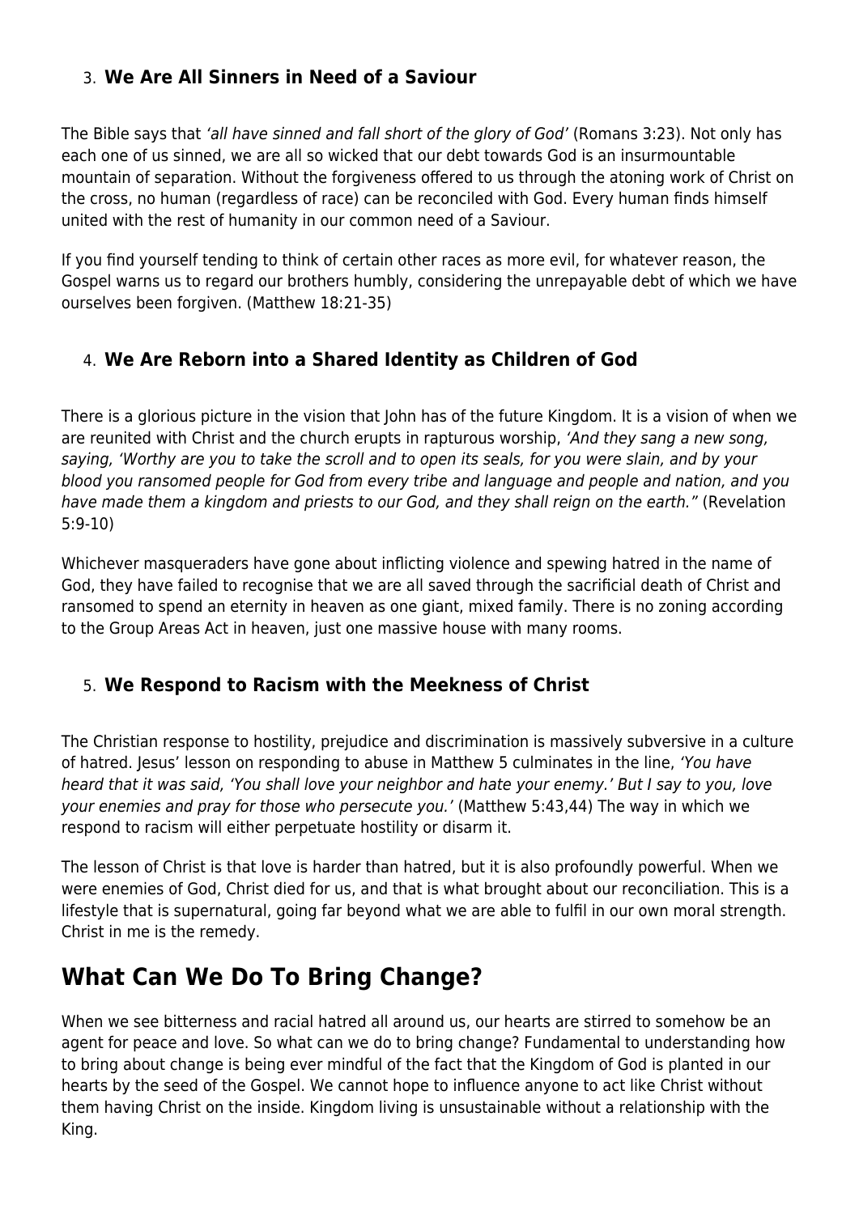3. **We Are All Sinners in Need of a Saviour**

The Bible says that *'all have sinned and fall short of the glory of God'* (Romans 3:23). Not only has each one of us sinned, we are all so wicked that our debt towards God is an insurmountable mountain of separation. Without the forgiveness offered to us through the atoning work of Christ on the cross, no human (regardless of race) can be reconciled with God. Every human finds himself united with the rest of humanity in our common need of a Saviour.

If you find yourself tending to think of certain other races as more evil, for whatever reason, the Gospel warns us to regard our brothers humbly, considering the unrepayable debt of which we have ourselves been forgiven. (Matthew 18:21-35)

4. **We Are Reborn into a Shared Identity as Children of God**

There is a glorious picture in the vision that John has of the future Kingdom. It is a vision of when we are reunited with Christ and the church erupts in rapturous worship, *'And they sang a new song, saying, 'Worthy are you to take the scroll and to open its seals, for you were slain, and by your blood you ransomed people for God from every tribe and language and people and nation, and you have made them a kingdom and priests to our God, and they shall reign on the earth."* (Revelation 5:9-10)

Whichever masqueraders have gone about inflicting violence and spewing hatred in the name of God, they have failed to recognise that we are all saved through the sacrificial death of Christ and ransomed to spend an eternity in heaven as one giant, mixed family. There is no zoning according to the Group Areas Act in heaven, just one massive house with many rooms.

5. **We Respond to Racism with the Meekness of Christ**

The Christian response to hostility, prejudice and discrimination is massively subversive in a culture of hatred. Jesus' lesson on responding to abuse in Matthew 5 culminates in the line, *'You have heard that it was said, 'You shall love your neighbor and hate your enemy.' But I say to you, love your enemies and pray for those who persecute you.'* (Matthew 5:43,44) The way in which we respond to racism will either perpetuate hostility or disarm it.

The lesson of Christ is that love is harder than hatred, but it is also profoundly powerful. When we were enemies of God, Christ died for us, and that is what brought about our reconciliation. This is a lifestyle that is supernatural, going far beyond what we are able to fulfil in our own moral strength. Christ in me is the remedy.

## What Can We Do To Bring Change?

When we see bitterness and racial hatred all around us, our hearts are stirred to somehow be an agent for peace and love. So what can we do to bring change? Fundamental to understanding how to bring about change is being ever mindful of the fact that the Kingdom of God is planted in our hearts by the seed of the Gospel. We cannot hope to influence anyone to act like Christ without them having Christ on the inside. Kingdom living is unsustainable without a relationship with the King.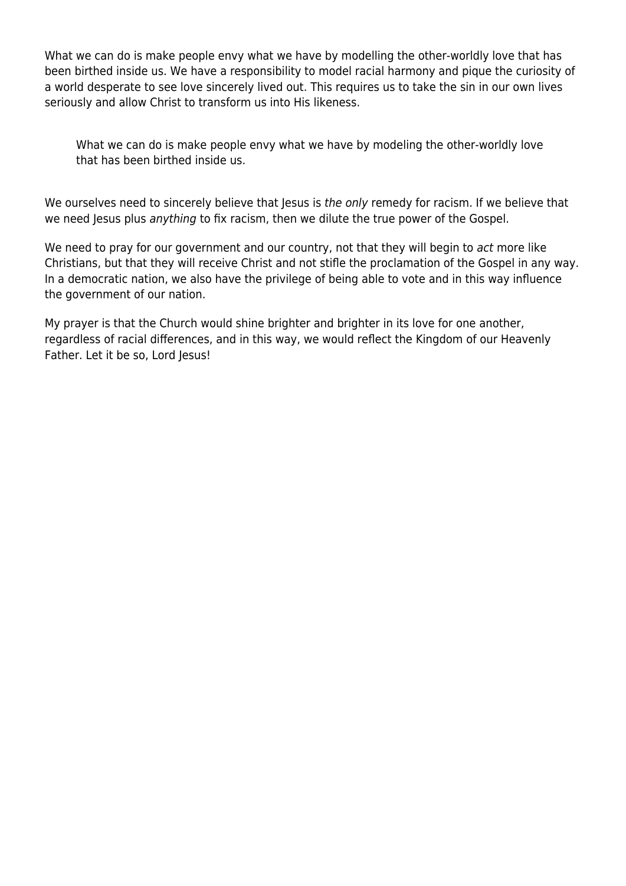What we can do is make people envy what we have by modelling the other-worldly love that has been birthed inside us. We have a responsibility to model racial harmony and pique the curiosity of a world desperate to see love sincerely lived out. This requires us to take the sin in our own lives seriously and allow Christ to transform us into His likeness.

> What we can do is make people envy what we have by modeling the other-worldly love that has been birthed inside us.

We ourselves need to sincerely believe that Jesus is *the only* remedy for racism. If we believe that we need Jesus plus *anything* to fix racism, then we dilute the true power of the Gospel.

We need to pray for our government and our country, not that they will begin to *act* more like Christians, but that they will receive Christ and not stifle the proclamation of the Gospel in any way. In a democratic nation, we also have the privilege of being able to vote and in this way influence the government of our nation.

My prayer is that the Church would shine brighter and brighter in its love for one another, regardless of racial differences, and in this way, we would reflect the Kingdom of our Heavenly Father. Let it be so, Lord Jesus!